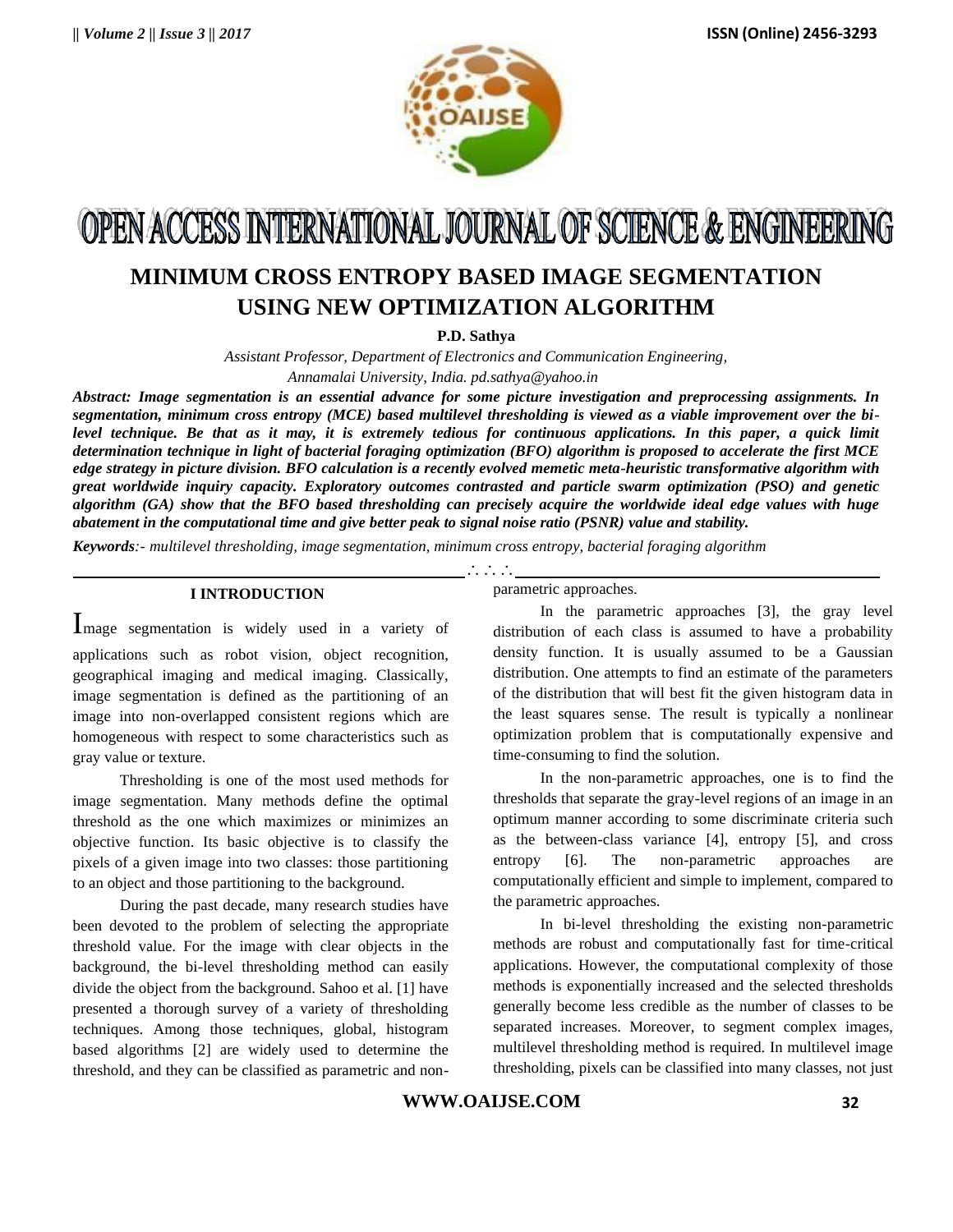# OPEN ACCESS INTERNATIONAL JOURNAL OF SCIENCE & ENGINEERING

## MINIMUM CROSS ENTROPY BASED IMAGE SEGMENTATION USING NEW OPTIMIZATION ALGORITHM

**P.D. Sathya**

*Assistant Professor, Department of Electronics and Communication Engineering, Annamalai University, India. pd.sathya@yahoo.in*

***Abstract:** Image segmentation is an essential advance for some picture investigation and preprocessing assignments. In segmentation, minimum cross entropy (MCE) based multilevel thresholding is viewed as a viable improvement over the bi-level technique. Be that as it may, it is extremely tedious for continuous applications. In this paper, a quick limit determination technique in light of bacterial foraging optimization (BFO) algorithm is proposed to accelerate the first MCE edge strategy in picture division. BFO calculation is a recently evolved memetic meta-heuristic transformative algorithm with great worldwide inquiry capacity. Exploratory outcomes contrasted and particle swarm optimization (PSO) and genetic algorithm (GA) show that the BFO based thresholding can precisely acquire the worldwide ideal edge values with huge abatement in the computational time and give better peak to signal noise ratio (PSNR) value and stability.*

***Keywords**:- multilevel thresholding, image segmentation, minimum cross entropy, bacterial foraging algorithm*

### I INTRODUCTION

Image segmentation is widely used in a variety of applications such as robot vision, object recognition, geographical imaging and medical imaging. Classically, image segmentation is defined as the partitioning of an image into non-overlapped consistent regions which are homogeneous with respect to some characteristics such as gray value or texture.

Thresholding is one of the most used methods for image segmentation. Many methods define the optimal threshold as the one which maximizes or minimizes an objective function. Its basic objective is to classify the pixels of a given image into two classes: those partitioning to an object and those partitioning to the background.

During the past decade, many research studies have been devoted to the problem of selecting the appropriate threshold value. For the image with clear objects in the background, the bi-level thresholding method can easily divide the object from the background. Sahoo et al. [1] have presented a thorough survey of a variety of thresholding techniques. Among those techniques, global, histogram based algorithms [2] are widely used to determine the threshold, and they can be classified as parametric and non-parametric approaches.

In the parametric approaches [3], the gray level distribution of each class is assumed to have a probability density function. It is usually assumed to be a Gaussian distribution. One attempts to find an estimate of the parameters of the distribution that will best fit the given histogram data in the least squares sense. The result is typically a nonlinear optimization problem that is computationally expensive and time-consuming to find the solution.

In the non-parametric approaches, one is to find the thresholds that separate the gray-level regions of an image in an optimum manner according to some discriminate criteria such as the between-class variance [4], entropy [5], and cross entropy [6]. The non-parametric approaches are computationally efficient and simple to implement, compared to the parametric approaches.

In bi-level thresholding the existing non-parametric methods are robust and computationally fast for time-critical applications. However, the computational complexity of those methods is exponentially increased and the selected thresholds generally become less credible as the number of classes to be separated increases. Moreover, to segment complex images, multilevel thresholding method is required. In multilevel image thresholding, pixels can be classified into many classes, not just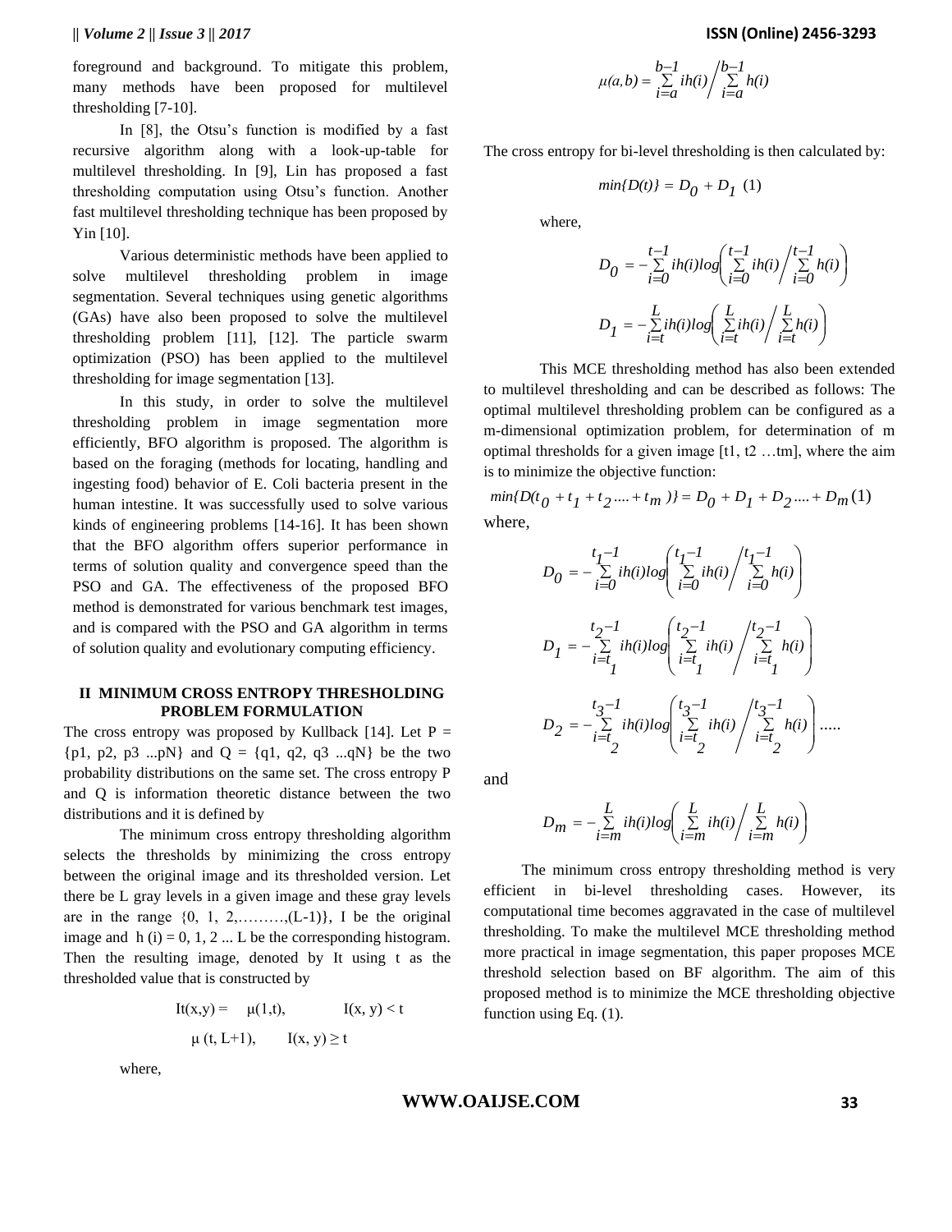foreground and background. To mitigate this problem, many methods have been proposed for multilevel thresholding [7-10].

In [8], the Otsu's function is modified by a fast recursive algorithm along with a look-up-table for multilevel thresholding. In [9], Lin has proposed a fast thresholding computation using Otsu's function. Another fast multilevel thresholding technique has been proposed by Yin [10].

Various deterministic methods have been applied to solve multilevel thresholding problem in image segmentation. Several techniques using genetic algorithms (GAs) have also been proposed to solve the multilevel thresholding problem [11], [12]. The particle swarm optimization (PSO) has been applied to the multilevel thresholding for image segmentation [13].

In this study, in order to solve the multilevel thresholding problem in image segmentation more efficiently, BFO algorithm is proposed. The algorithm is based on the foraging (methods for locating, handling and ingesting food) behavior of E. Coli bacteria present in the human intestine. It was successfully used to solve various kinds of engineering problems [14-16]. It has been shown that the BFO algorithm offers superior performance in terms of solution quality and convergence speed than the PSO and GA. The effectiveness of the proposed BFO method is demonstrated for various benchmark test images, and is compared with the PSO and GA algorithm in terms of solution quality and evolutionary computing efficiency.

## II MINIMUM CROSS ENTROPY THRESHOLDING PROBLEM FORMULATION

The cross entropy was proposed by Kullback [14]. Let P = {p1, p2, p3 ...pN} and Q = {q1, q2, q3 ...qN} be the two probability distributions on the same set. The cross entropy P and Q is information theoretic distance between the two distributions and it is defined by

The minimum cross entropy thresholding algorithm selects the thresholds by minimizing the cross entropy between the original image and its thresholded version. Let there be L gray levels in a given image and these gray levels are in the range {0, 1, 2,………,(L-1)}, I be the original image and h (i) = 0, 1, 2 ... L be the corresponding histogram. Then the resulting image, denoted by It using t as the thresholded value that is constructed by

$$I_t(x,y) = \begin{cases} \mu(1,t), & I(x,y) < t \\ \mu(t, L+1), & I(x,y) \geq t \end{cases}$$

where,

$$\mu(a,b) = \sum_{i=a}^{b-1} ih(i) \Big/ \sum_{i=a}^{b-1} h(i)$$

The cross entropy for bi-level thresholding is then calculated by:

$$min\{D(t)\} = D_0 + D_1 \quad (1)$$

where,

$$D_0 = -\sum_{i=0}^{t-1} ih(i)log\left(\sum_{i=0}^{t-1} ih(i) \Big/ \sum_{i=0}^{t-1} h(i)\right)$$

$$D_1 = -\sum_{i=t}^{L} ih(i)log\left(\sum_{i=t}^{L} ih(i) \Big/ \sum_{i=t}^{L} h(i)\right)$$

This MCE thresholding method has also been extended to multilevel thresholding and can be described as follows: The optimal multilevel thresholding problem can be configured as a m-dimensional optimization problem, for determination of m optimal thresholds for a given image [t1, t2 …tm], where the aim is to minimize the objective function:

$$min\{D(t_0 + t_1 + t_2 .... + t_m)\} = D_0 + D_1 + D_2 .... + D_m \quad (1)$$

where,

$$D_0 = -\sum_{i=0}^{t_1-1} ih(i)log\left(\sum_{i=0}^{t_1-1} ih(i) \Big/ \sum_{i=0}^{t_1-1} h(i)\right)$$

$$D_1 = -\sum_{i=t_1}^{t_2-1} ih(i)log\left(\sum_{i=t_1}^{t_2-1} ih(i) \Big/ \sum_{i=t_1}^{t_2-1} h(i)\right)$$

$$D_2 = -\sum_{i=t_2}^{t_3-1} ih(i)log\left(\sum_{i=t_2}^{t_3-1} ih(i) \Big/ \sum_{i=t_2}^{t_3-1} h(i)\right) .....$$

and

$$D_m = -\sum_{i=m}^{L} ih(i)log\left(\sum_{i=m}^{L} ih(i) \Big/ \sum_{i=m}^{L} h(i)\right)$$

The minimum cross entropy thresholding method is very efficient in bi-level thresholding cases. However, its computational time becomes aggravated in the case of multilevel thresholding. To make the multilevel MCE thresholding method more practical in image segmentation, this paper proposes MCE threshold selection based on BF algorithm. The aim of this proposed method is to minimize the MCE thresholding objective function using Eq. (1).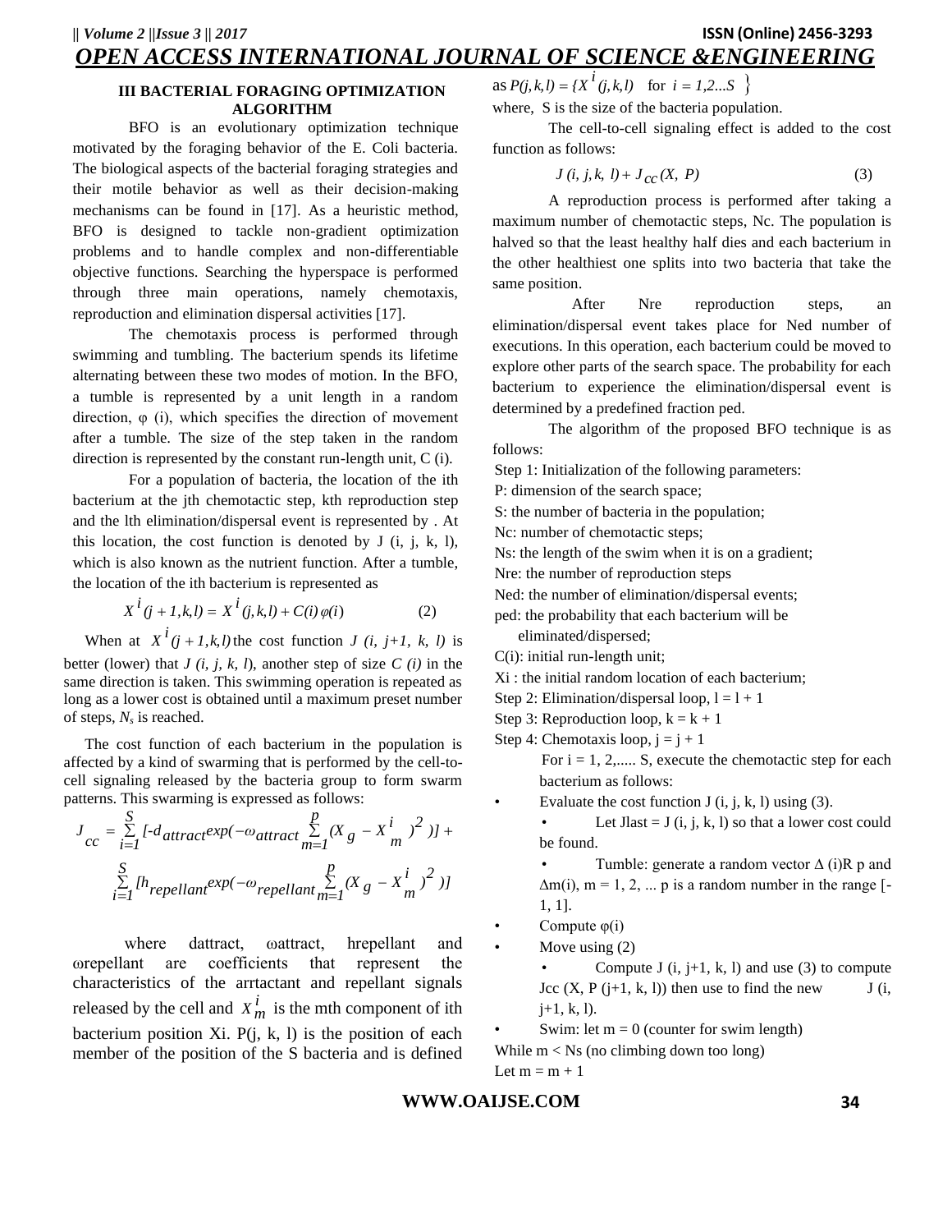### III BACTERIAL FORAGING OPTIMIZATION ALGORITHM

BFO is an evolutionary optimization technique motivated by the foraging behavior of the E. Coli bacteria. The biological aspects of the bacterial foraging strategies and their motile behavior as well as their decision-making mechanisms can be found in [17]. As a heuristic method, BFO is designed to tackle non-gradient optimization problems and to handle complex and non-differentiable objective functions. Searching the hyperspace is performed through three main operations, namely chemotaxis, reproduction and elimination dispersal activities [17].

The chemotaxis process is performed through swimming and tumbling. The bacterium spends its lifetime alternating between these two modes of motion. In the BFO, a tumble is represented by a unit length in a random direction, φ (i), which specifies the direction of movement after a tumble. The size of the step taken in the random direction is represented by the constant run-length unit, C (i).

For a population of bacteria, the location of the ith bacterium at the jth chemotactic step, kth reproduction step and the lth elimination/dispersal event is represented by . At this location, the cost function is denoted by J (i, j, k, l), which is also known as the nutrient function. After a tumble, the location of the ith bacterium is represented as

$$X^{i}(j+1,k,l) = X^{i}(j,k,l) + C(i)\varphi(i) \tag{2}$$

When at $X^{i}(j+1,k,l)$ the cost function $J(i, j+1, k, l)$ is better (lower) that $J(i, j, k, l)$, another step of size $C(i)$ in the same direction is taken. This swimming operation is repeated as long as a lower cost is obtained until a maximum preset number of steps, $N_s$ is reached.

The cost function of each bacterium in the population is affected by a kind of swarming that is performed by the cell-to-cell signaling released by the bacteria group to form swarm patterns. This swarming is expressed as follows:

$$J_{cc} = \sum_{i=1}^{S}[-d_{attract}\exp(-\omega_{attract}\sum_{m=1}^{p}(X_g - X_m^i)^2)] + \sum_{i=1}^{S}[h_{repellant}\exp(-\omega_{repellant}\sum_{m=1}^{p}(X_g - X_m^i)^2)]$$

where dattract, ωattract, hrepellant and ωrepellant are coefficients that represent the characteristics of the arrtactant and repellant signals released by the cell and $X_m^i$ is the mth component of ith bacterium position Xi. P(j, k, l) is the position of each member of the position of the S bacteria and is defined as $P(j,k,l) = \{X^{i}(j,k,l) \quad \text{for } i = 1,2...S\}$

where, S is the size of the bacteria population.

The cell-to-cell signaling effect is added to the cost function as follows:

$$J(i, j, k, l) + J_{cc}(X, P) \tag{3}$$

A reproduction process is performed after taking a maximum number of chemotactic steps, Nc. The population is halved so that the least healthy half dies and each bacterium in the other healthiest one splits into two bacteria that take the same position.

After Nre reproduction steps, an elimination/dispersal event takes place for Ned number of executions. In this operation, each bacterium could be moved to explore other parts of the search space. The probability for each bacterium to experience the elimination/dispersal event is determined by a predefined fraction ped.

The algorithm of the proposed BFO technique is as follows:

Step 1: Initialization of the following parameters:

P: dimension of the search space;

S: the number of bacteria in the population;

Nc: number of chemotactic steps;

Ns: the length of the swim when it is on a gradient;

Nre: the number of reproduction steps

Ned: the number of elimination/dispersal events;

ped: the probability that each bacterium will be eliminated/dispersed;

C(i): initial run-length unit;

Xi : the initial random location of each bacterium;

Step 2: Elimination/dispersal loop, l = l + 1

Step 3: Reproduction loop, k = k + 1

Step 4: Chemotaxis loop, j = j + 1

For i = 1, 2,..... S, execute the chemotactic step for each bacterium as follows:

- Evaluate the cost function J (i, j, k, l) using (3).
  - Let Jlast = J (i, j, k, l) so that a lower cost could be found.
  - Tumble: generate a random vector Δ (i)R p and Δm(i), m = 1, 2, ... p is a random number in the range [-1, 1].
- Compute φ(i)
- Move using (2)
  - Compute J (i, j+1, k, l) and use (3) to compute Jcc (X, P (j+1, k, l)) then use to find the new J (i, j+1, k, l).
- Swim: let m = 0 (counter for swim length)

While m < Ns (no climbing down too long)

Let m = m + 1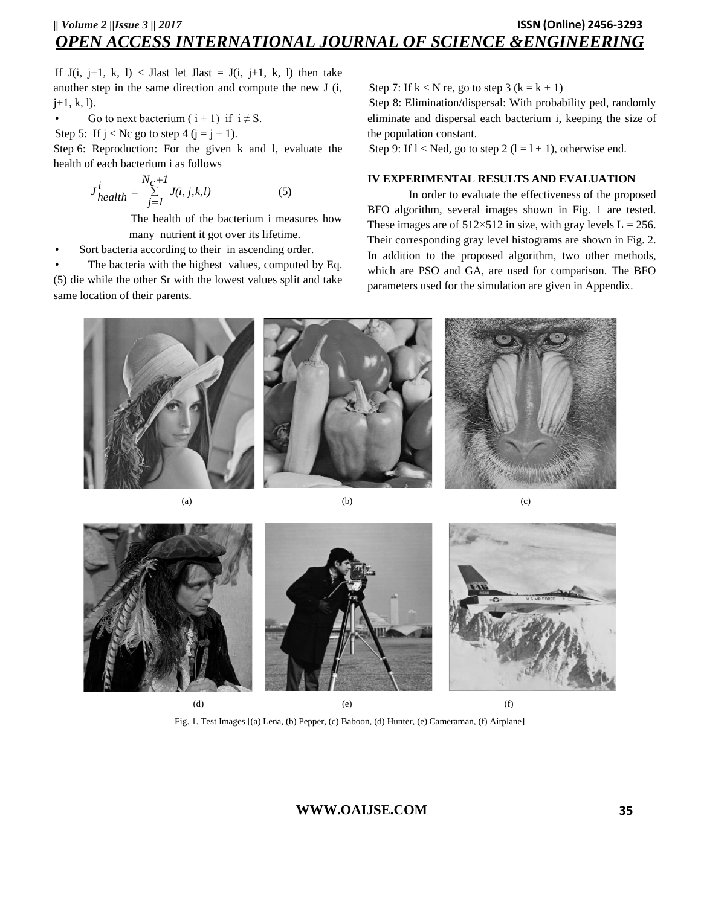If J(i, j+1, k, l) < Jlast let Jlast = J(i, j+1, k, l) then take another step in the same direction and compute the new J (i, j+1, k, l).

- Go to next bacterium ( i + 1) if $i \neq S$.

Step 5: If j < Nc go to step 4 (j = j + 1).

Step 6: Reproduction: For the given k and l, evaluate the health of each bacterium i as follows

$$J^{i}_{health} = \sum_{j=1}^{N_c+1} J(i, j,k,l) \qquad (5)$$

The health of the bacterium i measures how many nutrient it got over its lifetime.

- Sort bacteria according to their in ascending order.
- The bacteria with the highest values, computed by Eq. (5) die while the other Sr with the lowest values split and take same location of their parents.

Step 7: If k < N re, go to step 3 (k = k + 1)

Step 8: Elimination/dispersal: With probability ped, randomly eliminate and dispersal each bacterium i, keeping the size of the population constant.

Step 9: If l < Ned, go to step 2 (l = l + 1), otherwise end.

## IV EXPERIMENTAL RESULTS AND EVALUATION

In order to evaluate the effectiveness of the proposed BFO algorithm, several images shown in Fig. 1 are tested. These images are of 512×512 in size, with gray levels L = 256. Their corresponding gray level histograms are shown in Fig. 2. In addition to the proposed algorithm, two other methods, which are PSO and GA, are used for comparison. The BFO parameters used for the simulation are given in Appendix.

(a) (b) (c)

(d) (e) (f)

Fig. 1. Test Images [(a) Lena, (b) Pepper, (c) Baboon, (d) Hunter, (e) Cameraman, (f) Airplane]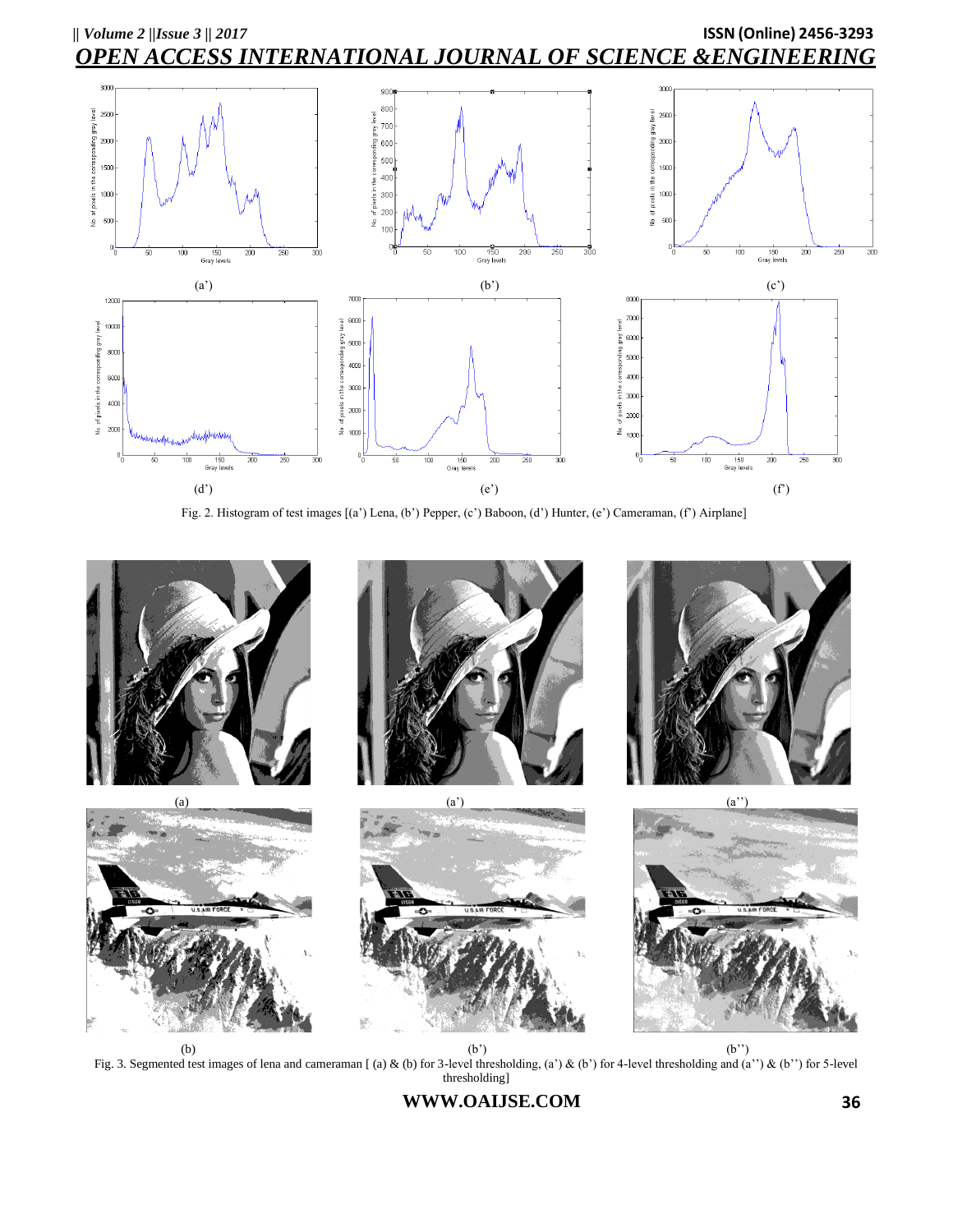(a')

(b')

(c')

(d')

(e')

(f')

Fig. 2. Histogram of test images [(a') Lena, (b') Pepper, (c') Baboon, (d') Hunter, (e') Cameraman, (f') Airplane]

(a)

(a')

(a'')

(b)

(b')

(b'')

Fig. 3. Segmented test images of lena and cameraman [ (a) & (b) for 3-level thresholding, (a') & (b') for 4-level thresholding and (a'') & (b'') for 5-level thresholding]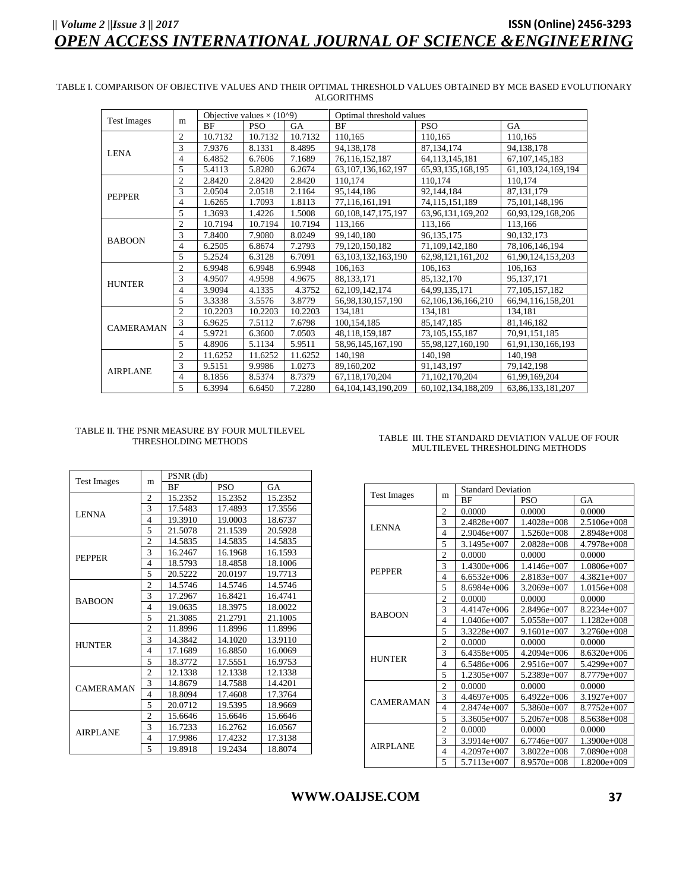TABLE I. COMPARISON OF OBJECTIVE VALUES AND THEIR OPTIMAL THRESHOLD VALUES OBTAINED BY MCE BASED EVOLUTIONARY ALGORITHMS

| Test Images | m | Objective values × (10^9) | | | Optimal threshold values | | |
|---|---|---|---|---|---|---|---|
| | | BF | PSO | GA | BF | PSO | GA |
| LENA | 2 | 10.7132 | 10.7132 | 10.7132 | 110,165 | 110,165 | 110,165 |
| | 3 | 7.9376 | 8.1331 | 8.4895 | 94,138,178 | 87,134,174 | 94,138,178 |
| | 4 | 6.4852 | 6.7606 | 7.1689 | 76,116,152,187 | 64,113,145,181 | 67,107,145,183 |
| | 5 | 5.4113 | 5.8280 | 6.2674 | 63,107,136,162,197 | 65,93,135,168,195 | 61,103,124,169,194 |
| PEPPER | 2 | 2.8420 | 2.8420 | 2.8420 | 110,174 | 110,174 | 110,174 |
| | 3 | 2.0504 | 2.0518 | 2.1164 | 95,144,186 | 92,144,184 | 87,131,179 |
| | 4 | 1.6265 | 1.7093 | 1.8113 | 77,116,161,191 | 74,115,151,189 | 75,101,148,196 |
| | 5 | 1.3693 | 1.4226 | 1.5008 | 60,108,147,175,197 | 63,96,131,169,202 | 60,93,129,168,206 |
| BABOON | 2 | 10.7194 | 10.7194 | 10.7194 | 113,166 | 113,166 | 113,166 |
| | 3 | 7.8400 | 7.9080 | 8.0249 | 99,140,180 | 96,135,175 | 90,132,173 |
| | 4 | 6.2505 | 6.8674 | 7.2793 | 79,120,150,182 | 71,109,142,180 | 78,106,146,194 |
| | 5 | 5.2524 | 6.3128 | 6.7091 | 63,103,132,163,190 | 62,98,121,161,202 | 61,90,124,153,203 |
| HUNTER | 2 | 6.9948 | 6.9948 | 6.9948 | 106,163 | 106,163 | 106,163 |
| | 3 | 4.9507 | 4.9598 | 4.9675 | 88,133,171 | 85,132,170 | 95,137,171 |
| | 4 | 3.9094 | 4.1335 | 4.3752 | 62,109,142,174 | 64,99,135,171 | 77,105,157,182 |
| | 5 | 3.3338 | 3.5576 | 3.8779 | 56,98,130,157,190 | 62,106,136,166,210 | 66,94,116,158,201 |
| CAMERAMAN | 2 | 10.2203 | 10.2203 | 10.2203 | 134,181 | 134,181 | 134,181 |
| | 3 | 6.9625 | 7.5112 | 7.6798 | 100,154,185 | 85,147,185 | 81,146,182 |
| | 4 | 5.9721 | 6.3600 | 7.0503 | 48,118,159,187 | 73,105,155,187 | 70,91,151,185 |
| | 5 | 4.8906 | 5.1134 | 5.9511 | 58,96,145,167,190 | 55,98,127,160,190 | 61,91,130,166,193 |
| AIRPLANE | 2 | 11.6252 | 11.6252 | 11.6252 | 140,198 | 140,198 | 140,198 |
| | 3 | 9.5151 | 9.9986 | 1.0273 | 89,160,202 | 91,143,197 | 79,142,198 |
| | 4 | 8.1856 | 8.5374 | 8.7379 | 67,118,170,204 | 71,102,170,204 | 61,99,169,204 |
| | 5 | 6.3994 | 6.6450 | 7.2280 | 64,104,143,190,209 | 60,102,134,188,209 | 63,86,133,181,207 |

TABLE II. THE PSNR MEASURE BY FOUR MULTILEVEL THRESHOLDING METHODS

| Test Images | m | PSNR (db) | | |
|---|---|---|---|---|
| | | BF | PSO | GA |
| LENNA | 2 | 15.2352 | 15.2352 | 15.2352 |
| | 3 | 17.5483 | 17.4893 | 17.3556 |
| | 4 | 19.3910 | 19.0003 | 18.6737 |
| | 5 | 21.5078 | 21.1539 | 20.5928 |
| PEPPER | 2 | 14.5835 | 14.5835 | 14.5835 |
| | 3 | 16.2467 | 16.1968 | 16.1593 |
| | 4 | 18.5793 | 18.4858 | 18.1006 |
| | 5 | 20.5222 | 20.0197 | 19.7713 |
| BABOON | 2 | 14.5746 | 14.5746 | 14.5746 |
| | 3 | 17.2967 | 16.8421 | 16.4741 |
| | 4 | 19.0635 | 18.3975 | 18.0022 |
| | 5 | 21.3085 | 21.2791 | 21.1005 |
| HUNTER | 2 | 11.8996 | 11.8996 | 11.8996 |
| | 3 | 14.3842 | 14.1020 | 13.9110 |
| | 4 | 17.1689 | 16.8850 | 16.0069 |
| | 5 | 18.3772 | 17.5551 | 16.9753 |
| CAMERAMAN | 2 | 12.1338 | 12.1338 | 12.1338 |
| | 3 | 14.8679 | 14.7588 | 14.4201 |
| | 4 | 18.8094 | 17.4608 | 17.3764 |
| | 5 | 20.0712 | 19.5395 | 18.9669 |
| AIRPLANE | 2 | 15.6646 | 15.6646 | 15.6646 |
| | 3 | 16.7233 | 16.2762 | 16.0567 |
| | 4 | 17.9986 | 17.4232 | 17.3138 |
| | 5 | 19.8918 | 19.2434 | 18.8074 |

TABLE III. THE STANDARD DEVIATION VALUE OF FOUR MULTILEVEL THRESHOLDING METHODS

| Test Images | m | Standard Deviation | | |
|---|---|---|---|---|
| | | BF | PSO | GA |
| LENNA | 2 | 0.0000 | 0.0000 | 0.0000 |
| | 3 | 2.4828e+007 | 1.4028e+008 | 2.5106e+008 |
| | 4 | 2.9046e+007 | 1.5260e+008 | 2.8948e+008 |
| | 5 | 3.1495e+007 | 2.0828e+008 | 4.7978e+008 |
| PEPPER | 2 | 0.0000 | 0.0000 | 0.0000 |
| | 3 | 1.4300e+006 | 1.4146e+007 | 1.0806e+007 |
| | 4 | 6.6532e+006 | 2.8183e+007 | 4.3821e+007 |
| | 5 | 8.6984e+006 | 3.2069e+007 | 1.0156e+008 |
| BABOON | 2 | 0.0000 | 0.0000 | 0.0000 |
| | 3 | 4.4147e+006 | 2.8496e+007 | 8.2234e+007 |
| | 4 | 1.0406e+007 | 5.0558e+007 | 1.1282e+008 |
| | 5 | 3.3228e+007 | 9.1601e+007 | 3.2760e+008 |
| HUNTER | 2 | 0.0000 | 0.0000 | 0.0000 |
| | 3 | 6.4358e+005 | 4.2094e+006 | 8.6320e+006 |
| | 4 | 6.5486e+006 | 2.9516e+007 | 5.4299e+007 |
| | 5 | 1.2305e+007 | 5.2389e+007 | 8.7779e+007 |
| CAMERAMAN | 2 | 0.0000 | 0.0000 | 0.0000 |
| | 3 | 4.4697e+005 | 6.4922e+006 | 3.1927e+007 |
| | 4 | 2.8474e+007 | 5.3860e+007 | 8.7752e+007 |
| | 5 | 3.3605e+007 | 5.2067e+008 | 8.5638e+008 |
| AIRPLANE | 2 | 0.0000 | 0.0000 | 0.0000 |
| | 3 | 3.9914e+007 | 6.7746e+007 | 1.3900e+008 |
| | 4 | 4.2097e+007 | 3.8022e+008 | 7.0890e+008 |
| | 5 | 5.7113e+007 | 8.9570e+008 | 1.8200e+009 |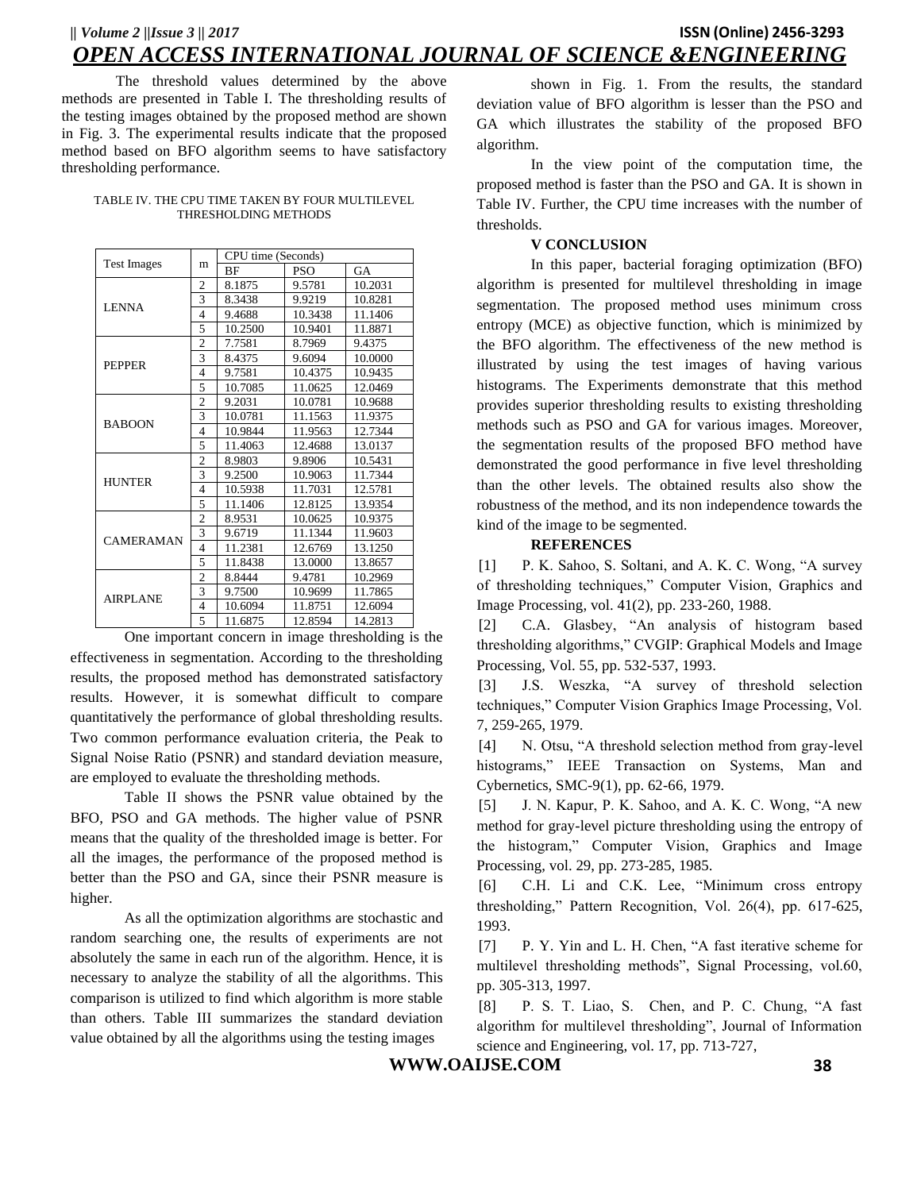The threshold values determined by the above methods are presented in Table I. The thresholding results of the testing images obtained by the proposed method are shown in Fig. 3. The experimental results indicate that the proposed method based on BFO algorithm seems to have satisfactory thresholding performance.

TABLE IV. THE CPU TIME TAKEN BY FOUR MULTILEVEL THRESHOLDING METHODS

| Test Images | m | CPU time (Seconds) | | |
|---|---|---|---|---|
| | | BF | PSO | GA |
| LENNA | 2 | 8.1875 | 9.5781 | 10.2031 |
| | 3 | 8.3438 | 9.9219 | 10.8281 |
| | 4 | 9.4688 | 10.3438 | 11.1406 |
| | 5 | 10.2500 | 10.9401 | 11.8871 |
| PEPPER | 2 | 7.7581 | 8.7969 | 9.4375 |
| | 3 | 8.4375 | 9.6094 | 10.0000 |
| | 4 | 9.7581 | 10.4375 | 10.9435 |
| | 5 | 10.7085 | 11.0625 | 12.0469 |
| BABOON | 2 | 9.2031 | 10.0781 | 10.9688 |
| | 3 | 10.0781 | 11.1563 | 11.9375 |
| | 4 | 10.9844 | 11.9563 | 12.7344 |
| | 5 | 11.4063 | 12.4688 | 13.0137 |
| HUNTER | 2 | 8.9803 | 9.8906 | 10.5431 |
| | 3 | 9.2500 | 10.9063 | 11.7344 |
| | 4 | 10.5938 | 11.7031 | 12.5781 |
| | 5 | 11.1406 | 12.8125 | 13.9354 |
| CAMERAMAN | 2 | 8.9531 | 10.0625 | 10.9375 |
| | 3 | 9.6719 | 11.1344 | 11.9603 |
| | 4 | 11.2381 | 12.6769 | 13.1250 |
| | 5 | 11.8438 | 13.0000 | 13.8657 |
| AIRPLANE | 2 | 8.8444 | 9.4781 | 10.2969 |
| | 3 | 9.7500 | 10.9699 | 11.7865 |
| | 4 | 10.6094 | 11.8751 | 12.6094 |
| | 5 | 11.6875 | 12.8594 | 14.2813 |

One important concern in image thresholding is the effectiveness in segmentation. According to the thresholding results, the proposed method has demonstrated satisfactory results. However, it is somewhat difficult to compare quantitatively the performance of global thresholding results. Two common performance evaluation criteria, the Peak to Signal Noise Ratio (PSNR) and standard deviation measure, are employed to evaluate the thresholding methods.

Table II shows the PSNR value obtained by the BFO, PSO and GA methods. The higher value of PSNR means that the quality of the thresholded image is better. For all the images, the performance of the proposed method is better than the PSO and GA, since their PSNR measure is higher.

As all the optimization algorithms are stochastic and random searching one, the results of experiments are not absolutely the same in each run of the algorithm. Hence, it is necessary to analyze the stability of all the algorithms. This comparison is utilized to find which algorithm is more stable than others. Table III summarizes the standard deviation value obtained by all the algorithms using the testing images shown in Fig. 1. From the results, the standard deviation value of BFO algorithm is lesser than the PSO and GA which illustrates the stability of the proposed BFO algorithm.

In the view point of the computation time, the proposed method is faster than the PSO and GA. It is shown in Table IV. Further, the CPU time increases with the number of thresholds.

## V CONCLUSION

In this paper, bacterial foraging optimization (BFO) algorithm is presented for multilevel thresholding in image segmentation. The proposed method uses minimum cross entropy (MCE) as objective function, which is minimized by the BFO algorithm. The effectiveness of the new method is illustrated by using the test images of having various histograms. The Experiments demonstrate that this method provides superior thresholding results to existing thresholding methods such as PSO and GA for various images. Moreover, the segmentation results of the proposed BFO method have demonstrated the good performance in five level thresholding than the other levels. The obtained results also show the robustness of the method, and its non independence towards the kind of the image to be segmented.

## REFERENCES

[1] P. K. Sahoo, S. Soltani, and A. K. C. Wong, "A survey of thresholding techniques," Computer Vision, Graphics and Image Processing, vol. 41(2), pp. 233-260, 1988.

[2] C.A. Glasbey, "An analysis of histogram based thresholding algorithms," CVGIP: Graphical Models and Image Processing, Vol. 55, pp. 532-537, 1993.

[3] J.S. Weszka, "A survey of threshold selection techniques," Computer Vision Graphics Image Processing, Vol. 7, 259-265, 1979.

[4] N. Otsu, "A threshold selection method from gray-level histograms," IEEE Transaction on Systems, Man and Cybernetics, SMC-9(1), pp. 62-66, 1979.

[5] J. N. Kapur, P. K. Sahoo, and A. K. C. Wong, "A new method for gray-level picture thresholding using the entropy of the histogram," Computer Vision, Graphics and Image Processing, vol. 29, pp. 273-285, 1985.

[6] C.H. Li and C.K. Lee, "Minimum cross entropy thresholding," Pattern Recognition, Vol. 26(4), pp. 617-625, 1993.

[7] P. Y. Yin and L. H. Chen, "A fast iterative scheme for multilevel thresholding methods", Signal Processing, vol.60, pp. 305-313, 1997.

[8] P. S. T. Liao, S. Chen, and P. C. Chung, "A fast algorithm for multilevel thresholding", Journal of Information science and Engineering, vol. 17, pp. 713-727,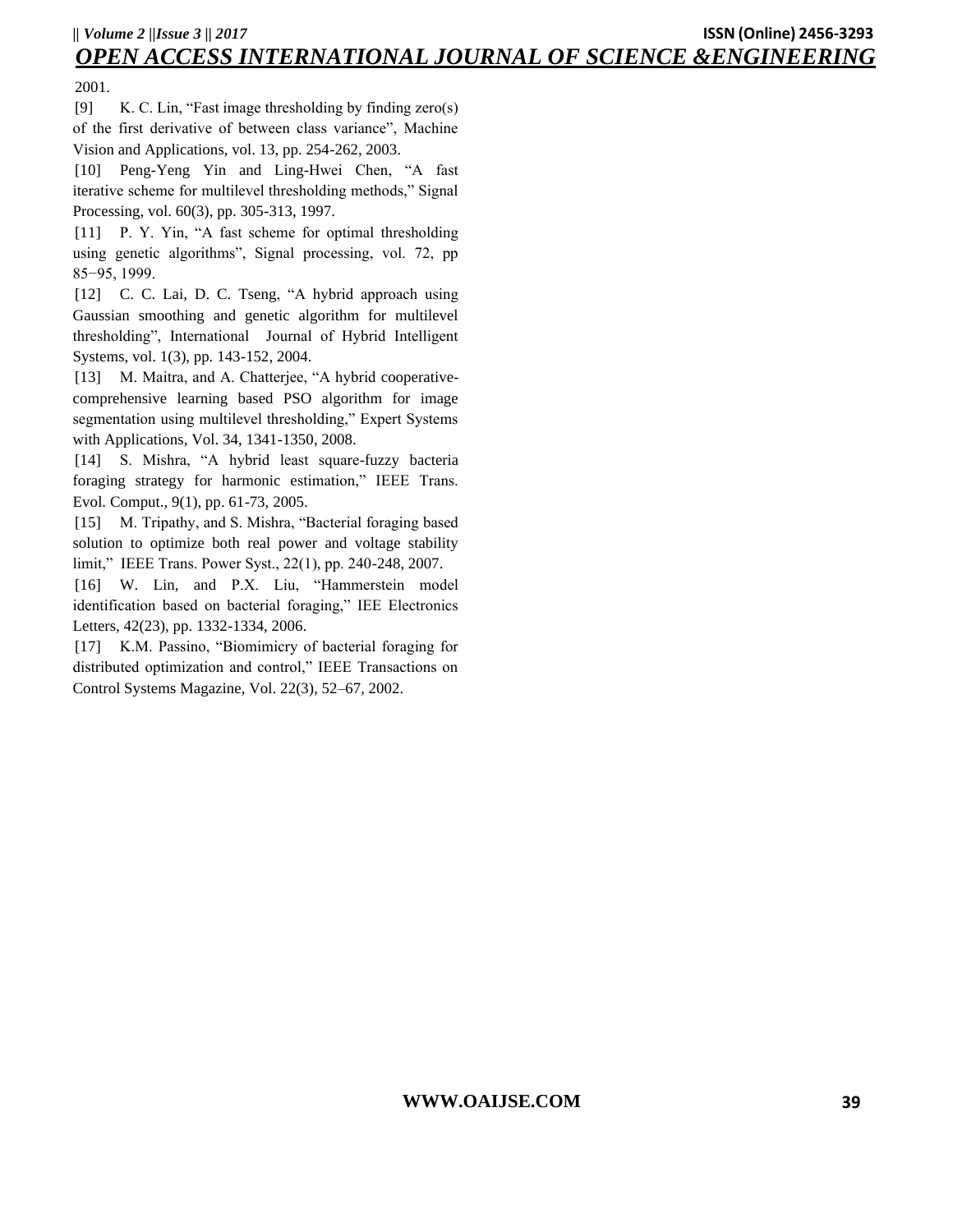2001.

[9] K. C. Lin, "Fast image thresholding by finding zero(s) of the first derivative of between class variance", Machine Vision and Applications, vol. 13, pp. 254-262, 2003.

[10] Peng-Yeng Yin and Ling-Hwei Chen, "A fast iterative scheme for multilevel thresholding methods," Signal Processing, vol. 60(3), pp. 305-313, 1997.

[11] P. Y. Yin, "A fast scheme for optimal thresholding using genetic algorithms", Signal processing, vol. 72, pp 85−95, 1999.

[12] C. C. Lai, D. C. Tseng, "A hybrid approach using Gaussian smoothing and genetic algorithm for multilevel thresholding", International Journal of Hybrid Intelligent Systems, vol. 1(3), pp. 143-152, 2004.

[13] M. Maitra, and A. Chatterjee, "A hybrid cooperative-comprehensive learning based PSO algorithm for image segmentation using multilevel thresholding," Expert Systems with Applications, Vol. 34, 1341-1350, 2008.

[14] S. Mishra, "A hybrid least square-fuzzy bacteria foraging strategy for harmonic estimation," IEEE Trans. Evol. Comput., 9(1), pp. 61-73, 2005.

[15] M. Tripathy, and S. Mishra, "Bacterial foraging based solution to optimize both real power and voltage stability limit," IEEE Trans. Power Syst., 22(1), pp. 240-248, 2007.

[16] W. Lin, and P.X. Liu, "Hammerstein model identification based on bacterial foraging," IEE Electronics Letters, 42(23), pp. 1332-1334, 2006.

[17] K.M. Passino, "Biomimicry of bacterial foraging for distributed optimization and control," IEEE Transactions on Control Systems Magazine, Vol. 22(3), 52–67, 2002.